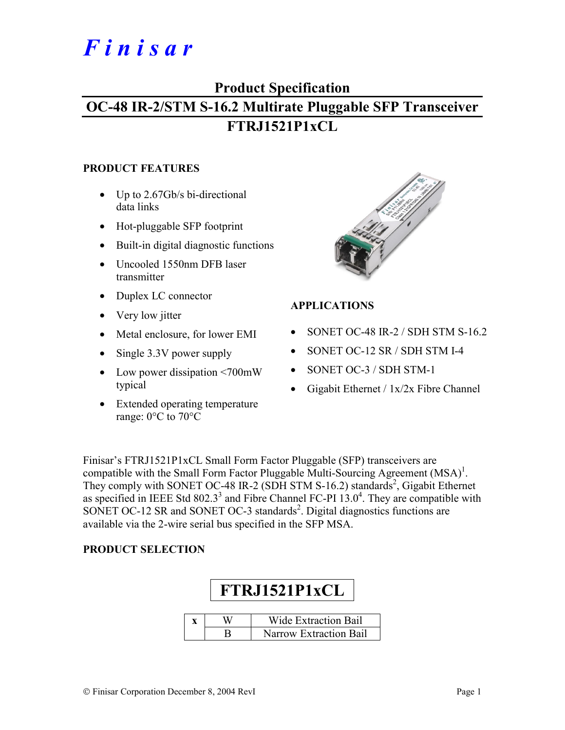# Finisar

## Product Specification

## OC-48 IR-2/STM S-16.2 Multirate Pluggable SFP Transceiver

## FTRJ1521P1xCL

### PRODUCT FEATURES

- Up to 2.67Gb/s bi-directional data links
- Hot-pluggable SFP footprint
- Built-in digital diagnostic functions
- Uncooled 1550nm DFB laser transmitter
- Duplex LC connector
- Very low jitter
- Metal enclosure, for lower EMI
- Single 3.3V power supply
- Low power dissipation <700mW typical
- Extended operating temperature range: 0°C to 70°C

### APPLICATIONS

- SONET OC-48 IR-2 / SDH STM S-16.2
- SONET OC-12 SR / SDH STM I-4
- SONET OC-3 / SDH STM-1
- Gigabit Ethernet / 1x/2x Fibre Channel

Finisar's FTRJ1521P1xCL Small Form Factor Pluggable (SFP) transceivers are compatible with the Small Form Factor Pluggable Multi-Sourcing Agreement (MSA)[1]. They comply with SONET OC-48 IR-2 (SDH STM S-16.2) standards[2], Gigabit Ethernet as specified in IEEE Std 802.3[3] and Fibre Channel FC-PI 13.0[4]. They are compatible with SONET OC-12 SR and SONET OC-3 standards[2]. Digital diagnostics functions are available via the 2-wire serial bus specified in the SFP MSA.

### PRODUCT SELECTION

**FTRJ1521P1xCL**

| x | | |
|---|---|---|
| | W | Wide Extraction Bail |
| | B | Narrow Extraction Bail |

© Finisar Corporation December 8, 2004 RevI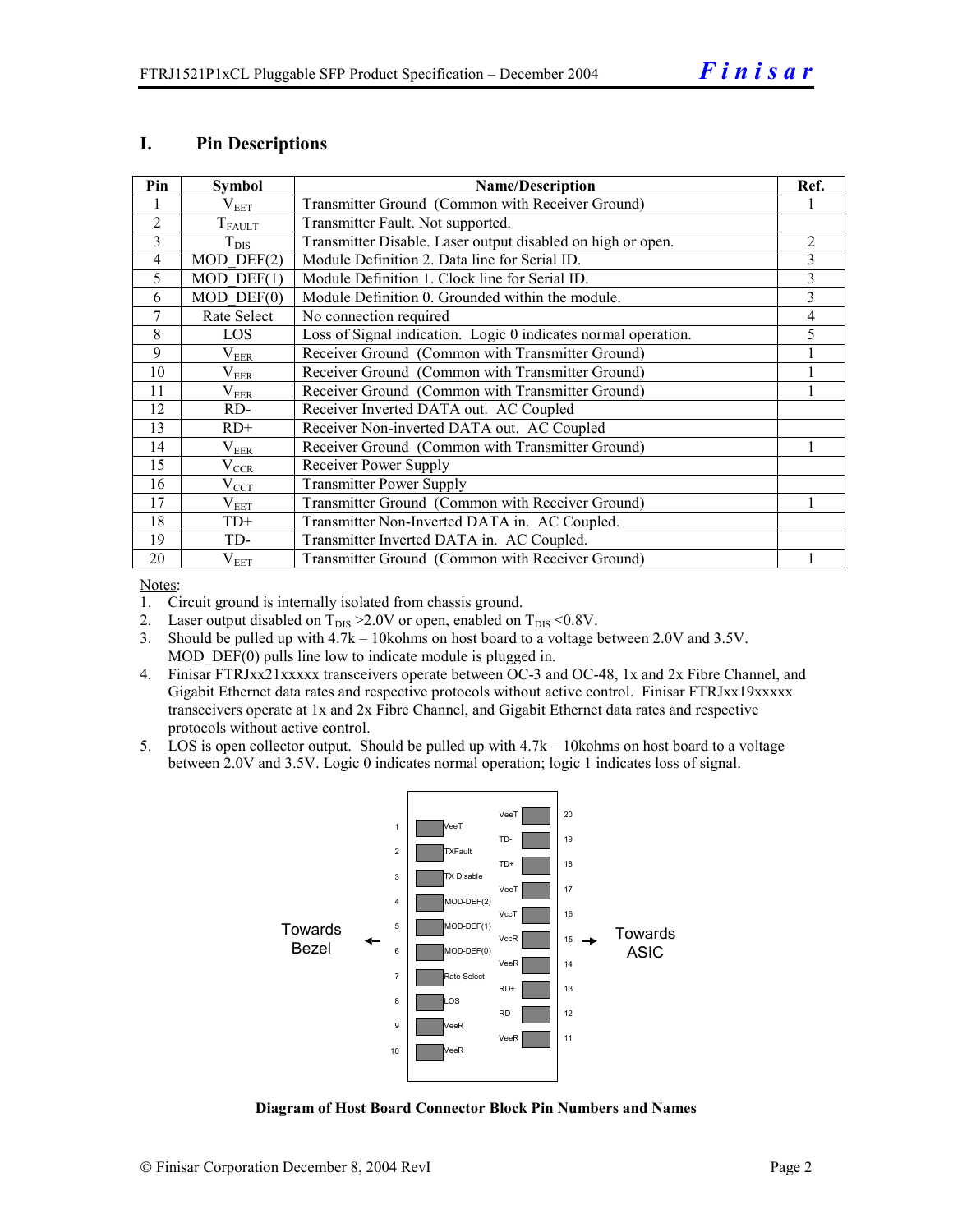## I. Pin Descriptions

| Pin | Symbol | Name/Description | Ref. |
|---|---|---|---|
| 1 | $V_{EET}$ | Transmitter Ground (Common with Receiver Ground) | 1 |
| 2 | $T_{FAULT}$ | Transmitter Fault. Not supported. | |
| 3 | $T_{DIS}$ | Transmitter Disable. Laser output disabled on high or open. | 2 |
| 4 | MOD_DEF(2) | Module Definition 2. Data line for Serial ID. | 3 |
| 5 | MOD_DEF(1) | Module Definition 1. Clock line for Serial ID. | 3 |
| 6 | MOD_DEF(0) | Module Definition 0. Grounded within the module. | 3 |
| 7 | Rate Select | No connection required | 4 |
| 8 | LOS | Loss of Signal indication. Logic 0 indicates normal operation. | 5 |
| 9 | $V_{EER}$ | Receiver Ground (Common with Transmitter Ground) | 1 |
| 10 | $V_{EER}$ | Receiver Ground (Common with Transmitter Ground) | 1 |
| 11 | $V_{EER}$ | Receiver Ground (Common with Transmitter Ground) | 1 |
| 12 | RD- | Receiver Inverted DATA out. AC Coupled | |
| 13 | RD+ | Receiver Non-inverted DATA out. AC Coupled | |
| 14 | $V_{EER}$ | Receiver Ground (Common with Transmitter Ground) | 1 |
| 15 | $V_{CCR}$ | Receiver Power Supply | |
| 16 | $V_{CCT}$ | Transmitter Power Supply | |
| 17 | $V_{EET}$ | Transmitter Ground (Common with Receiver Ground) | 1 |
| 18 | TD+ | Transmitter Non-Inverted DATA in. AC Coupled. | |
| 19 | TD- | Transmitter Inverted DATA in. AC Coupled. | |
| 20 | $V_{EET}$ | Transmitter Ground (Common with Receiver Ground) | 1 |

Notes:

1. Circuit ground is internally isolated from chassis ground.
2. Laser output disabled on $T_{DIS}$ >2.0V or open, enabled on $T_{DIS}$ <0.8V.
3. Should be pulled up with 4.7k – 10kohms on host board to a voltage between 2.0V and 3.5V. MOD_DEF(0) pulls line low to indicate module is plugged in.
4. Finisar FTRJxx21xxxxx transceivers operate between OC-3 and OC-48, 1x and 2x Fibre Channel, and Gigabit Ethernet data rates and respective protocols without active control. Finisar FTRJxx19xxxxx transceivers operate at 1x and 2x Fibre Channel, and Gigabit Ethernet data rates and respective protocols without active control.
5. LOS is open collector output. Should be pulled up with 4.7k – 10kohms on host board to a voltage between 2.0V and 3.5V. Logic 0 indicates normal operation; logic 1 indicates loss of signal.

| Towards Bezel ← | Pin | Name | Name | Pin | → Towards ASIC |
|---|---|---|---|---|---|
| | 1 | VeeT | VeeT | 20 | |
| | 2 | TXFault | TD- | 19 | |
| | 3 | TX Disable | TD+ | 18 | |
| | 4 | MOD-DEF(2) | VeeT | 17 | |
| | 5 | MOD-DEF(1) | VccT | 16 | |
| | 6 | MOD-DEF(0) | VccR | 15 | |
| | 7 | Rate Select | VeeR | 14 | |
| | 8 | LOS | RD+ | 13 | |
| | 9 | VeeR | RD- | 12 | |
| | 10 | VeeR | VeeR | 11 | |

**Diagram of Host Board Connector Block Pin Numbers and Names**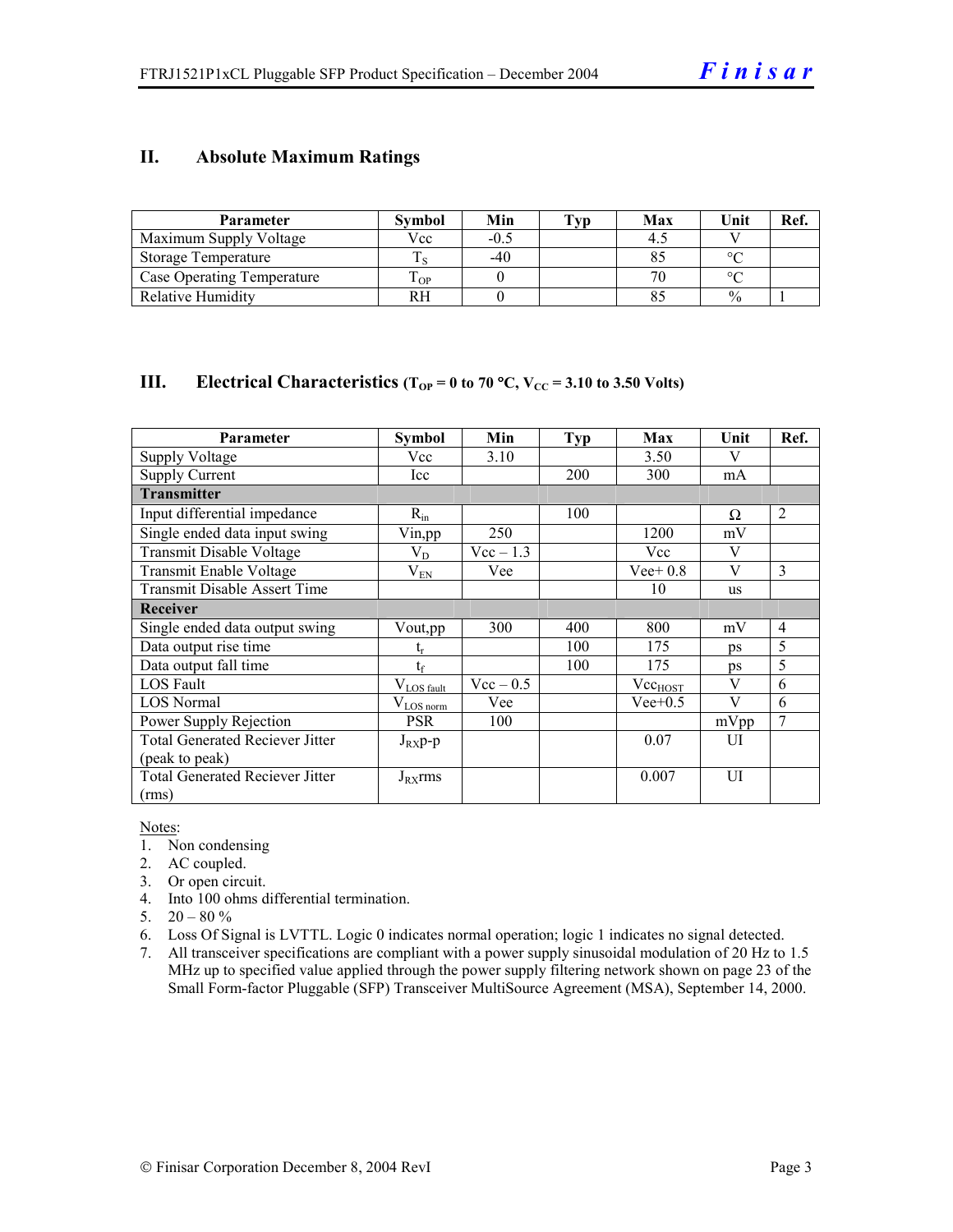## II. Absolute Maximum Ratings

| Parameter | Symbol | Min | Typ | Max | Unit | Ref. |
|---|---|---|---|---|---|---|
| Maximum Supply Voltage | Vcc | -0.5 | | 4.5 | V | |
| Storage Temperature | $T_S$ | -40 | | 85 | °C | |
| Case Operating Temperature | $T_{OP}$ | 0 | | 70 | °C | |
| Relative Humidity | RH | 0 | | 85 | % | 1 |

## III. Electrical Characteristics ($T_{OP}$ = 0 to 70 °C, $V_{CC}$ = 3.10 to 3.50 Volts)

| Parameter | Symbol | Min | Typ | Max | Unit | Ref. |
|---|---|---|---|---|---|---|
| Supply Voltage | Vcc | 3.10 | | 3.50 | V | |
| Supply Current | Icc | | 200 | 300 | mA | |
| **Transmitter** | | | | | | |
| Input differential impedance | $R_{in}$ | | 100 | | Ω | 2 |
| Single ended data input swing | Vin,pp | 250 | | 1200 | mV | |
| Transmit Disable Voltage | $V_D$ | Vcc – 1.3 | | Vcc | V | |
| Transmit Enable Voltage | $V_{EN}$ | Vee | | Vee+ 0.8 | V | 3 |
| Transmit Disable Assert Time | | | | 10 | us | |
| **Receiver** | | | | | | |
| Single ended data output swing | Vout,pp | 300 | 400 | 800 | mV | 4 |
| Data output rise time | $t_r$ | | 100 | 175 | ps | 5 |
| Data output fall time | $t_f$ | | 100 | 175 | ps | 5 |
| LOS Fault | $V_{LOS\ fault}$ | Vcc – 0.5 | | $Vcc_{HOST}$ | V | 6 |
| LOS Normal | $V_{LOS\ norm}$ | Vee | | Vee+0.5 | V | 6 |
| Power Supply Rejection | PSR | 100 | | | mVpp | 7 |
| Total Generated Reciever Jitter (peak to peak) | $J_{RX}$p-p | | | 0.07 | UI | |
| Total Generated Reciever Jitter (rms) | $J_{RX}$rms | | | 0.007 | UI | |

Notes:

1. Non condensing
2. AC coupled.
3. Or open circuit.
4. Into 100 ohms differential termination.
5. 20 – 80 %
6. Loss Of Signal is LVTTL. Logic 0 indicates normal operation; logic 1 indicates no signal detected.
7. All transceiver specifications are compliant with a power supply sinusoidal modulation of 20 Hz to 1.5 MHz up to specified value applied through the power supply filtering network shown on page 23 of the Small Form-factor Pluggable (SFP) Transceiver MultiSource Agreement (MSA), September 14, 2000.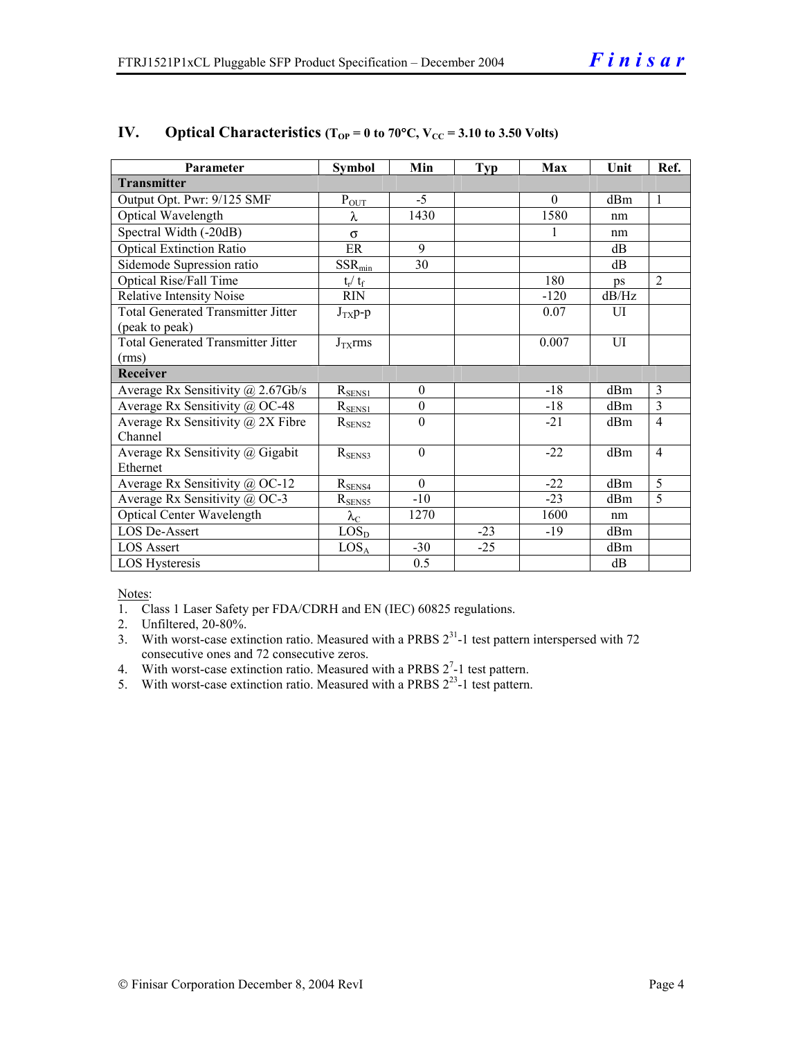## IV. Optical Characteristics ($T_{OP}$ = 0 to 70°C, $V_{CC}$ = 3.10 to 3.50 Volts)

| Parameter | Symbol | Min | Typ | Max | Unit | Ref. |
|---|---|---|---|---|---|---|
| **Transmitter** | | | | | | |
| Output Opt. Pwr: 9/125 SMF | $P_{OUT}$ | -5 | | 0 | dBm | 1 |
| Optical Wavelength | $\lambda$ | 1430 | | 1580 | nm | |
| Spectral Width (-20dB) | $\sigma$ | | | 1 | nm | |
| Optical Extinction Ratio | ER | 9 | | | dB | |
| Sidemode Supression ratio | $SSR_{min}$ | 30 | | | dB | |
| Optical Rise/Fall Time | $t_r$/ $t_f$ | | | 180 | ps | 2 |
| Relative Intensity Noise | RIN | | | -120 | dB/Hz | |
| Total Generated Transmitter Jitter (peak to peak) | $J_{TX}$p-p | | | 0.07 | UI | |
| Total Generated Transmitter Jitter (rms) | $J_{TX}$rms | | | 0.007 | UI | |
| **Receiver** | | | | | | |
| Average Rx Sensitivity @ 2.67Gb/s | $R_{SENS1}$ | 0 | | -18 | dBm | 3 |
| Average Rx Sensitivity @ OC-48 | $R_{SENS1}$ | 0 | | -18 | dBm | 3 |
| Average Rx Sensitivity @ 2X Fibre Channel | $R_{SENS2}$ | 0 | | -21 | dBm | 4 |
| Average Rx Sensitivity @ Gigabit Ethernet | $R_{SENS3}$ | 0 | | -22 | dBm | 4 |
| Average Rx Sensitivity @ OC-12 | $R_{SENS4}$ | 0 | | -22 | dBm | 5 |
| Average Rx Sensitivity @ OC-3 | $R_{SENS5}$ | -10 | | -23 | dBm | 5 |
| Optical Center Wavelength | $\lambda_C$ | 1270 | | 1600 | nm | |
| LOS De-Assert | $LOS_D$ | | -23 | -19 | dBm | |
| LOS Assert | $LOS_A$ | -30 | -25 | | dBm | |
| LOS Hysteresis | | 0.5 | | | dB | |

Notes:

1. Class 1 Laser Safety per FDA/CDRH and EN (IEC) 60825 regulations.
2. Unfiltered, 20-80%.
3. With worst-case extinction ratio. Measured with a PRBS $2^{31}$-1 test pattern interspersed with 72 consecutive ones and 72 consecutive zeros.
4. With worst-case extinction ratio. Measured with a PRBS $2^{7}$-1 test pattern.
5. With worst-case extinction ratio. Measured with a PRBS $2^{23}$-1 test pattern.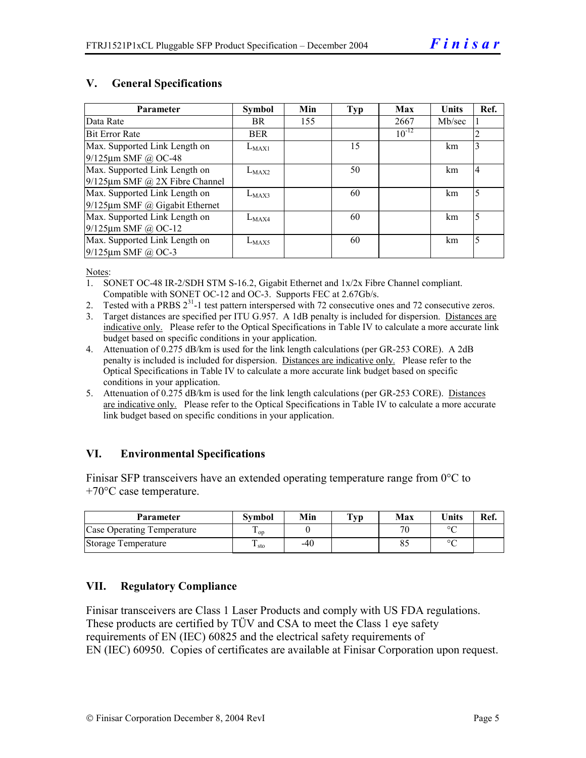## V. General Specifications

| Parameter | Symbol | Min | Typ | Max | Units | Ref. |
|---|---|---|---|---|---|---|
| Data Rate | BR | 155 | | 2667 | Mb/sec | 1 |
| Bit Error Rate | BER | | | $10^{-12}$ | | 2 |
| Max. Supported Link Length on 9/125µm SMF @ OC-48 | $L_{MAX1}$ | | 15 | | km | 3 |
| Max. Supported Link Length on 9/125µm SMF @ 2X Fibre Channel | $L_{MAX2}$ | | 50 | | km | 4 |
| Max. Supported Link Length on 9/125µm SMF @ Gigabit Ethernet | $L_{MAX3}$ | | 60 | | km | 5 |
| Max. Supported Link Length on 9/125µm SMF @ OC-12 | $L_{MAX4}$ | | 60 | | km | 5 |
| Max. Supported Link Length on 9/125µm SMF @ OC-3 | $L_{MAX5}$ | | 60 | | km | 5 |

Notes:

1. SONET OC-48 IR-2/SDH STM S-16.2, Gigabit Ethernet and 1x/2x Fibre Channel compliant. Compatible with SONET OC-12 and OC-3. Supports FEC at 2.67Gb/s.
2. Tested with a PRBS $2^{31}$-1 test pattern interspersed with 72 consecutive ones and 72 consecutive zeros.
3. Target distances are specified per ITU G.957. A 1dB penalty is included for dispersion. Distances are indicative only. Please refer to the Optical Specifications in Table IV to calculate a more accurate link budget based on specific conditions in your application.
4. Attenuation of 0.275 dB/km is used for the link length calculations (per GR-253 CORE). A 2dB penalty is included is included for dispersion. Distances are indicative only. Please refer to the Optical Specifications in Table IV to calculate a more accurate link budget based on specific conditions in your application.
5. Attenuation of 0.275 dB/km is used for the link length calculations (per GR-253 CORE). Distances are indicative only. Please refer to the Optical Specifications in Table IV to calculate a more accurate link budget based on specific conditions in your application.

## VI. Environmental Specifications

Finisar SFP transceivers have an extended operating temperature range from 0°C to +70°C case temperature.

| Parameter | Symbol | Min | Typ | Max | Units | Ref. |
|---|---|---|---|---|---|---|
| Case Operating Temperature | $T_{op}$ | 0 | | 70 | °C | |
| Storage Temperature | $T_{sto}$ | -40 | | 85 | °C | |

## VII. Regulatory Compliance

Finisar transceivers are Class 1 Laser Products and comply with US FDA regulations. These products are certified by TÜV and CSA to meet the Class 1 eye safety requirements of EN (IEC) 60825 and the electrical safety requirements of EN (IEC) 60950. Copies of certificates are available at Finisar Corporation upon request.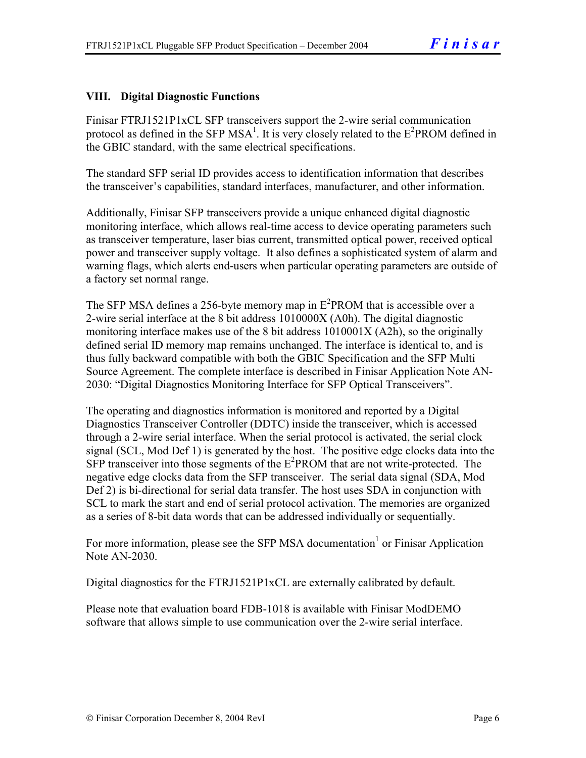## VIII. Digital Diagnostic Functions

Finisar FTRJ1521P1xCL SFP transceivers support the 2-wire serial communication protocol as defined in the SFP MSA[1]. It is very closely related to the $E^2$PROM defined in the GBIC standard, with the same electrical specifications.

The standard SFP serial ID provides access to identification information that describes the transceiver's capabilities, standard interfaces, manufacturer, and other information.

Additionally, Finisar SFP transceivers provide a unique enhanced digital diagnostic monitoring interface, which allows real-time access to device operating parameters such as transceiver temperature, laser bias current, transmitted optical power, received optical power and transceiver supply voltage. It also defines a sophisticated system of alarm and warning flags, which alerts end-users when particular operating parameters are outside of a factory set normal range.

The SFP MSA defines a 256-byte memory map in $E^2$PROM that is accessible over a 2-wire serial interface at the 8 bit address 1010000X (A0h). The digital diagnostic monitoring interface makes use of the 8 bit address 1010001X (A2h), so the originally defined serial ID memory map remains unchanged. The interface is identical to, and is thus fully backward compatible with both the GBIC Specification and the SFP Multi Source Agreement. The complete interface is described in Finisar Application Note AN-2030: "Digital Diagnostics Monitoring Interface for SFP Optical Transceivers".

The operating and diagnostics information is monitored and reported by a Digital Diagnostics Transceiver Controller (DDTC) inside the transceiver, which is accessed through a 2-wire serial interface. When the serial protocol is activated, the serial clock signal (SCL, Mod Def 1) is generated by the host. The positive edge clocks data into the SFP transceiver into those segments of the $E^2$PROM that are not write-protected. The negative edge clocks data from the SFP transceiver. The serial data signal (SDA, Mod Def 2) is bi-directional for serial data transfer. The host uses SDA in conjunction with SCL to mark the start and end of serial protocol activation. The memories are organized as a series of 8-bit data words that can be addressed individually or sequentially.

For more information, please see the SFP MSA documentation[1] or Finisar Application Note AN-2030.

Digital diagnostics for the FTRJ1521P1xCL are externally calibrated by default.

Please note that evaluation board FDB-1018 is available with Finisar ModDEMO software that allows simple to use communication over the 2-wire serial interface.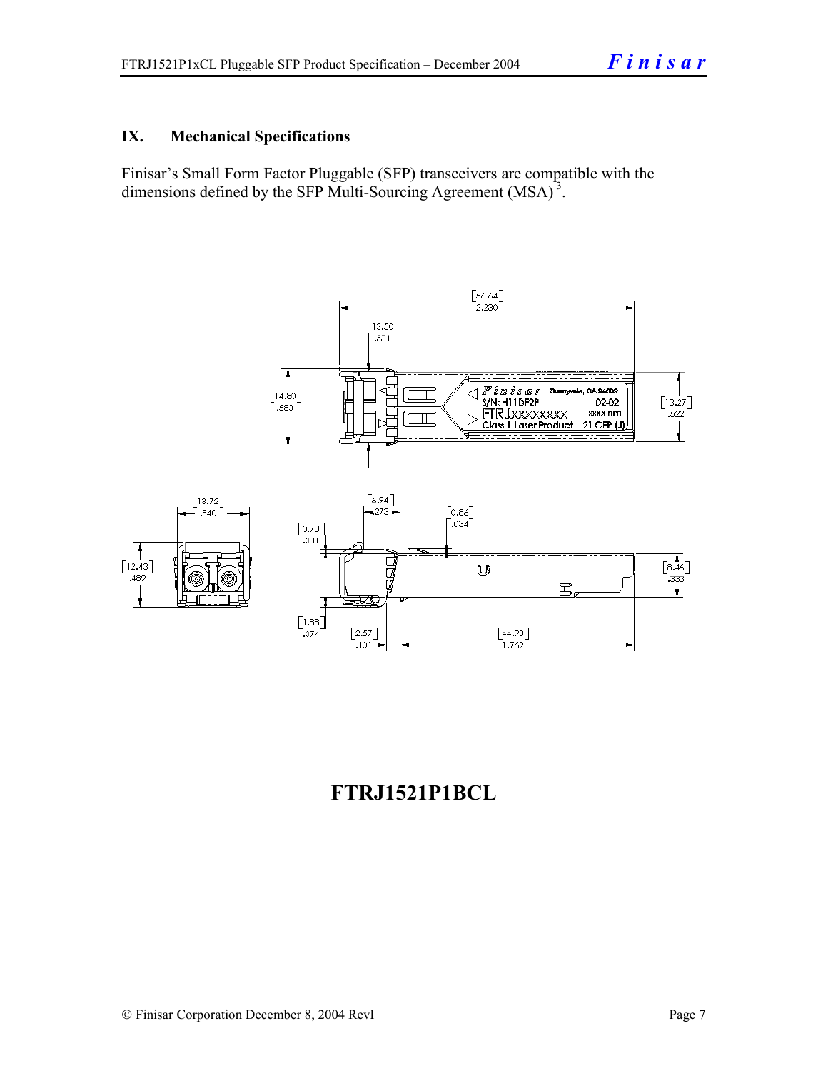## IX. Mechanical Specifications

Finisar's Small Form Factor Pluggable (SFP) transceivers are compatible with the dimensions defined by the SFP Multi-Sourcing Agreement (MSA)[3].

# FTRJ1521P1BCL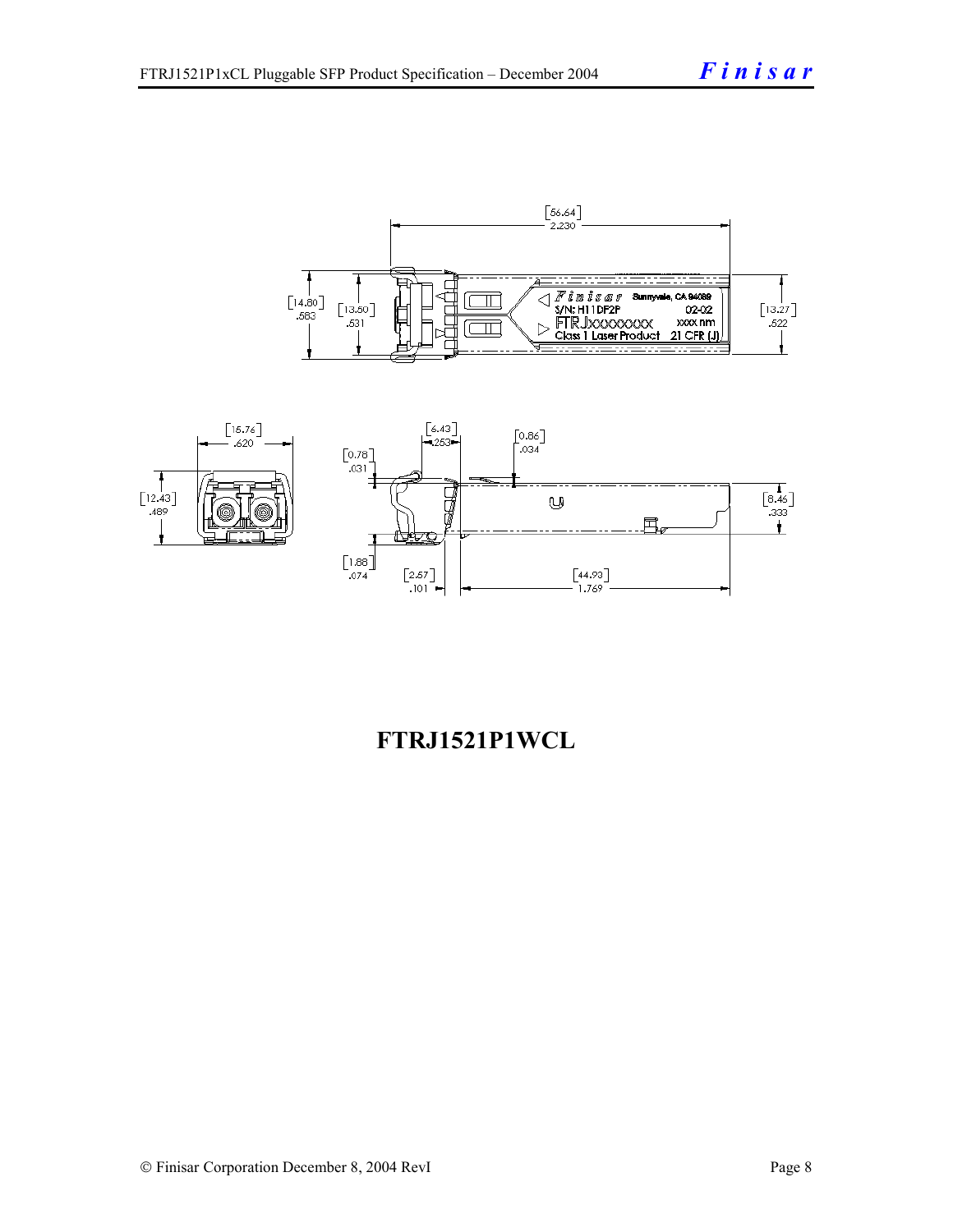**FTRJ1521P1WCL**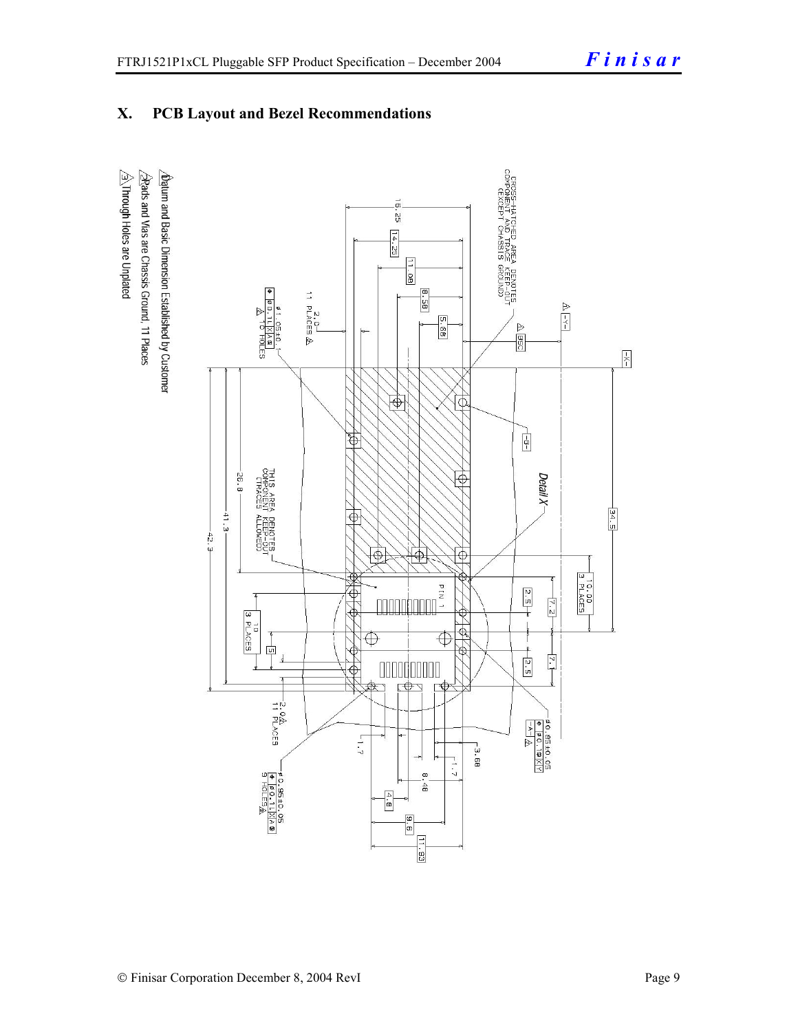# X. PCB Layout and Bezel Recommendations

CROSS-HATCHED AREA DENOTES COMPONENT AND TRACE KEEP-OUT (EXCEPT CHASSIS GROUND)

THIS AREA DENOTES COMPONENT KEEP-OUT (TRACES ALLOWED)

Detail X

PIN 1

16.25, 14.25, 11.08, 8.58, 5.68, 85C, 34.5, 10.00 3 PLACES, 2.5, 7.2, 7.1, 2.5, 26.8, 41.3, 42.3, 10 3 PLACES, 5, 2.0 11 PLACES, 1.7, 3.68, 1.7, 8.48, 4.8, 9.6, 11.93

Ø1.05±0.1 10 HOLES

2.0 11 PLACES

Ø0.85±0.05

Ø0.95±0.05 9 HOLES

1. Datum and Basic Dimension Established by Customer
2. Pads and Vias are Chassis Ground, 11 Places
3. Through Holes are Unplated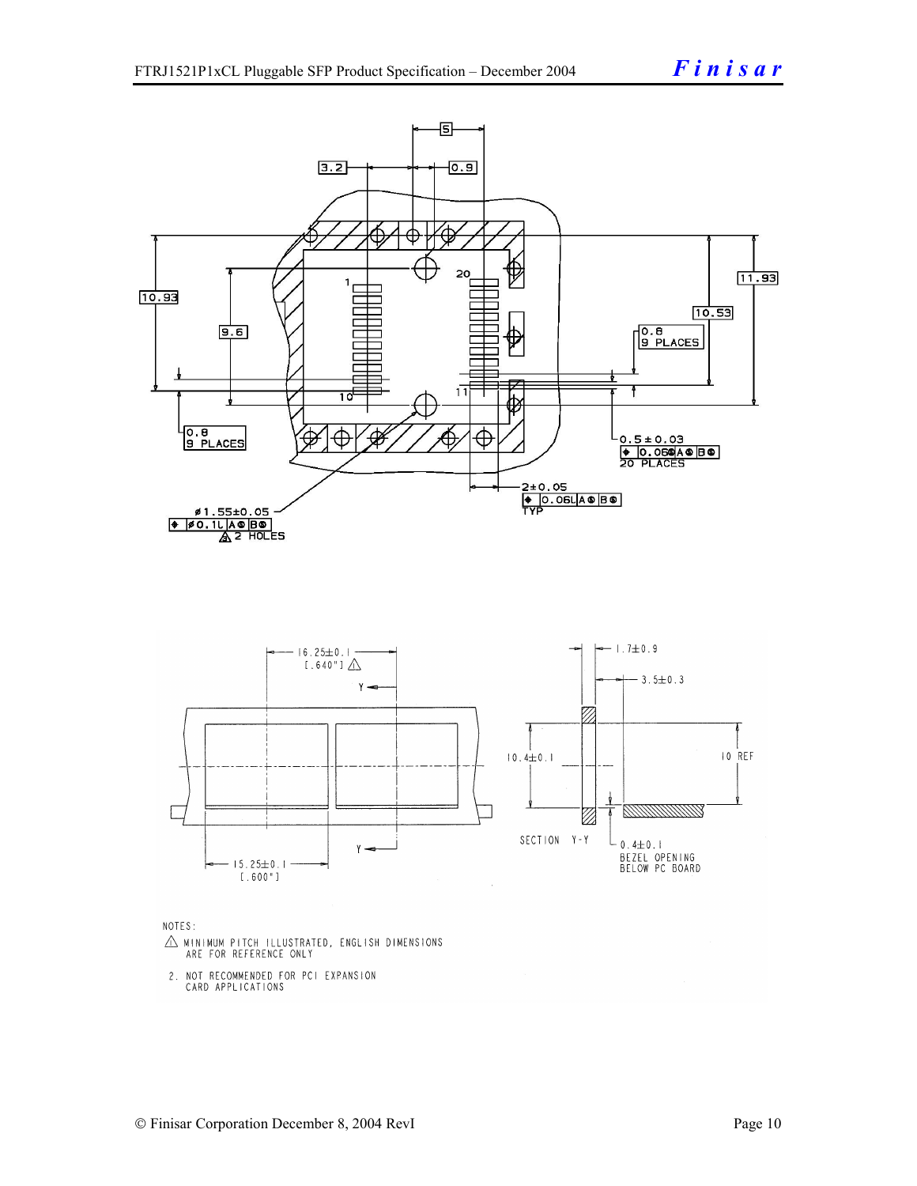3.2

0.9

5

10.93

9.6

20

1

10

11

11.93

10.53

0.8
9 PLACES

0.8
9 PLACES

0.5 ± 0.03
0.06 A B
20 PLACES

2±0.05
0.06 A B
TYP

ø1.55±0.05
ø0.1 A B
2 HOLES

16.25±0.1
[.640"]

Y

Y

15.25±0.1
[.600"]

1.7±0.9

3.5±0.3

10.4±0.1

10 REF

SECTION Y-Y

0.4±0.1
BEZEL OPENING
BELOW PC BOARD

NOTES:

1. MINIMUM PITCH ILLUSTRATED, ENGLISH DIMENSIONS ARE FOR REFERENCE ONLY

2. NOT RECOMMENDED FOR PCI EXPANSION CARD APPLICATIONS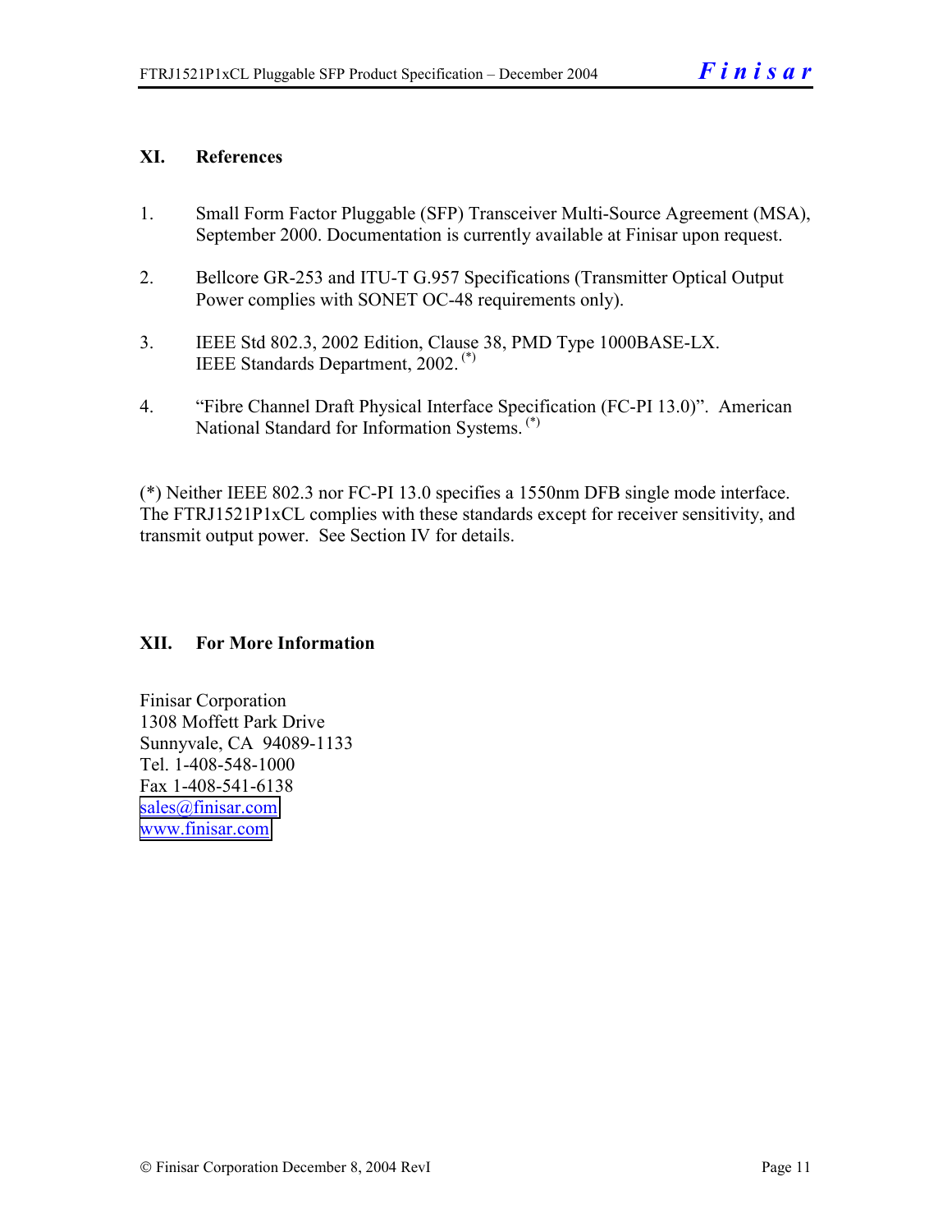## XI. References

1. Small Form Factor Pluggable (SFP) Transceiver Multi-Source Agreement (MSA), September 2000. Documentation is currently available at Finisar upon request.

2. Bellcore GR-253 and ITU-T G.957 Specifications (Transmitter Optical Output Power complies with SONET OC-48 requirements only).

3. IEEE Std 802.3, 2002 Edition, Clause 38, PMD Type 1000BASE-LX. IEEE Standards Department, 2002. [(*)]

4. "Fibre Channel Draft Physical Interface Specification (FC-PI 13.0)". American National Standard for Information Systems. [(*)]

(*) Neither IEEE 802.3 nor FC-PI 13.0 specifies a 1550nm DFB single mode interface. The FTRJ1521P1xCL complies with these standards except for receiver sensitivity, and transmit output power. See Section IV for details.

## XII. For More Information

Finisar Corporation
1308 Moffett Park Drive
Sunnyvale, CA 94089-1133
Tel. 1-408-548-1000
Fax 1-408-541-6138
sales@finisar.com
www.finisar.com

© Finisar Corporation December 8, 2004 RevI